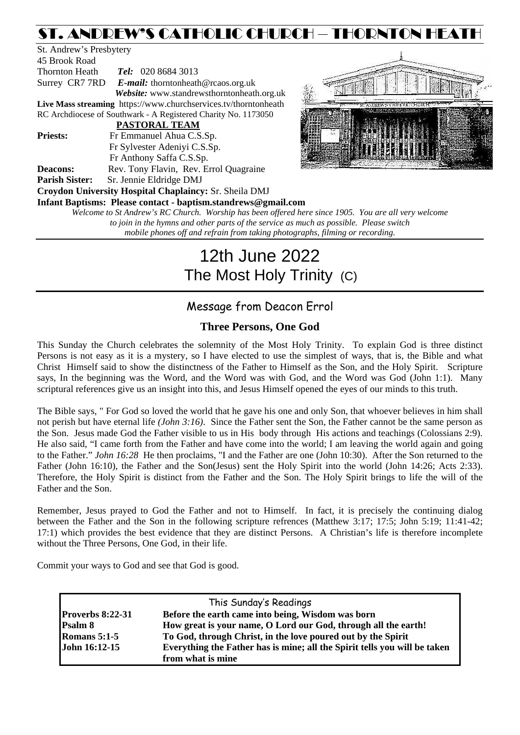# ST. ANDREW'S CATHOLIC CHURCH – THORNTON HEATH

St. Andrew's Presbytery
45 Brook Road
Thornton Heath *Tel:* 020 8684 3013
Surrey CR7 7RD *E-mail:* thorntonheath@rcaos.org.uk
*Website:* www.standrewsthorntonheath.org.uk
**Live Mass streaming** https://www.churchservices.tv/thorntonheath
RC Archdiocese of Southwark - A Registered Charity No. 1173050

**PASTORAL TEAM**

**Priests:** Fr Emmanuel Ahua C.S.Sp.
Fr Sylvester Adeniyi C.S.Sp.
Fr Anthony Saffa C.S.Sp.
**Deacons:** Rev. Tony Flavin, Rev. Errol Quagraine
**Parish Sister:** Sr. Jennie Eldridge DMJ
**Croydon University Hospital Chaplaincy:** Sr. Sheila DMJ
**Infant Baptisms: Please contact - baptism.standrews@gmail.com**

*Welcome to St Andrew's RC Church. Worship has been offered here since 1905. You are all very welcome to join in the hymns and other parts of the service as much as possible. Please switch mobile phones off and refrain from taking photographs, filming or recording.*

# 12th June 2022
## The Most Holy Trinity (C)

### Message from Deacon Errol

**Three Persons, One God**

This Sunday the Church celebrates the solemnity of the Most Holy Trinity. To explain God is three distinct Persons is not easy as it is a mystery, so I have elected to use the simplest of ways, that is, the Bible and what Christ Himself said to show the distinctness of the Father to Himself as the Son, and the Holy Spirit. Scripture says, In the beginning was the Word, and the Word was with God, and the Word was God (John 1:1). Many scriptural references give us an insight into this, and Jesus Himself opened the eyes of our minds to this truth.

The Bible says, " For God so loved the world that he gave his one and only Son, that whoever believes in him shall not perish but have eternal life *(John 3:16)*. Since the Father sent the Son, the Father cannot be the same person as the Son. Jesus made God the Father visible to us in His body through His actions and teachings (Colossians 2:9). He also said, "I came forth from the Father and have come into the world; I am leaving the world again and going to the Father." *John 16:28* He then proclaims, "I and the Father are one (John 10:30). After the Son returned to the Father (John 16:10), the Father and the Son(Jesus) sent the Holy Spirit into the world (John 14:26; Acts 2:33). Therefore, the Holy Spirit is distinct from the Father and the Son. The Holy Spirit brings to life the will of the Father and the Son.

Remember, Jesus prayed to God the Father and not to Himself. In fact, it is precisely the continuing dialog between the Father and the Son in the following scripture refrences (Matthew 3:17; 17:5; John 5:19; 11:41-42; 17:1) which provides the best evidence that they are distinct Persons. A Christian's life is therefore incomplete without the Three Persons, One God, in their life.

Commit your ways to God and see that God is good.

| This Sunday's Readings | |
|---|---|
| **Proverbs 8:22-31** | **Before the earth came into being, Wisdom was born** |
| **Psalm 8** | **How great is your name, O Lord our God, through all the earth!** |
| **Romans 5:1-5** | **To God, through Christ, in the love poured out by the Spirit** |
| **John 16:12-15** | **Everything the Father has is mine; all the Spirit tells you will be taken from what is mine** |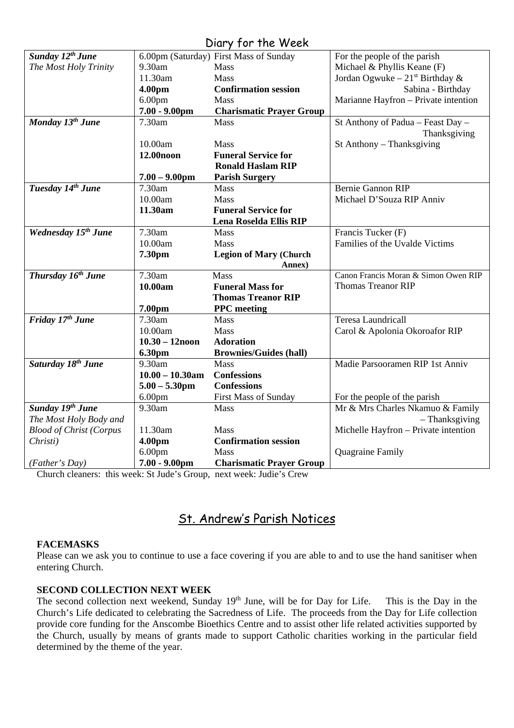## Diary for the Week

| | | | |
|---|---|---|---|
| ***Sunday 12th June*** *The Most Holy Trinity* | 6.00pm (Saturday) | First Mass of Sunday | For the people of the parish |
| | 9.30am | Mass | Michael & Phyllis Keane (F) |
| | 11.30am | Mass | Jordan Ogwuke – 21st Birthday & Sabina - Birthday |
| | **4.00pm** | **Confirmation session** | |
| | 6.00pm | Mass | Marianne Hayfron – Private intention |
| | **7.00 - 9.00pm** | **Charismatic Prayer Group** | |
| ***Monday 13th June*** | 7.30am | Mass | St Anthony of Padua – Feast Day – Thanksgiving |
| | 10.00am | Mass | St Anthony – Thanksgiving |
| | **12.00noon** | **Funeral Service for Ronald Haslam RIP** | |
| | **7.00 – 9.00pm** | **Parish Surgery** | |
| ***Tuesday 14th June*** | 7.30am | Mass | Bernie Gannon RIP |
| | 10.00am | Mass | Michael D'Souza RIP Anniv |
| | **11.30am** | **Funeral Service for Lena Roselda Ellis RIP** | |
| ***Wednesday 15th June*** | 7.30am | Mass | Francis Tucker (F) |
| | 10.00am | Mass | Families of the Uvalde Victims |
| | **7.30pm** | **Legion of Mary (Church Annex)** | |
| ***Thursday 16th June*** | 7.30am | Mass | Canon Francis Moran & Simon Owen RIP |
| | **10.00am** | **Funeral Mass for Thomas Treanor RIP** | Thomas Treanor RIP |
| | **7.00pm** | **PPC meeting** | |
| ***Friday 17th June*** | 7.30am | Mass | Teresa Laundricall |
| | 10.00am | Mass | Carol & Apolonia Okoroafor RIP |
| | **10.30 – 12noon** | **Adoration** | |
| | **6.30pm** | **Brownies/Guides (hall)** | |
| ***Saturday 18th June*** | 9.30am | Mass | Madie Parsooramen RIP 1st Anniv |
| | **10.00 – 10.30am** | **Confessions** | |
| | **5.00 – 5.30pm** | **Confessions** | |
| | 6.00pm | First Mass of Sunday | For the people of the parish |
| ***Sunday 19th June*** *The Most Holy Body and Blood of Christ (Corpus Christi)* *(Father's Day)* | 9.30am | Mass | Mr & Mrs Charles Nkamuo & Family – Thanksgiving |
| | 11.30am | Mass | Michelle Hayfron – Private intention |
| | **4.00pm** | **Confirmation session** | |
| | 6.00pm | Mass | Quagraine Family |
| | **7.00 - 9.00pm** | **Charismatic Prayer Group** | |

Church cleaners: this week: St Jude's Group, next week: Judie's Crew

## St. Andrew's Parish Notices

**FACEMASKS**

Please can we ask you to continue to use a face covering if you are able to and to use the hand sanitiser when entering Church.

**SECOND COLLECTION NEXT WEEK**

The second collection next weekend, Sunday 19th June, will be for Day for Life. This is the Day in the Church's Life dedicated to celebrating the Sacredness of Life. The proceeds from the Day for Life collection provide core funding for the Anscombe Bioethics Centre and to assist other life related activities supported by the Church, usually by means of grants made to support Catholic charities working in the particular field determined by the theme of the year.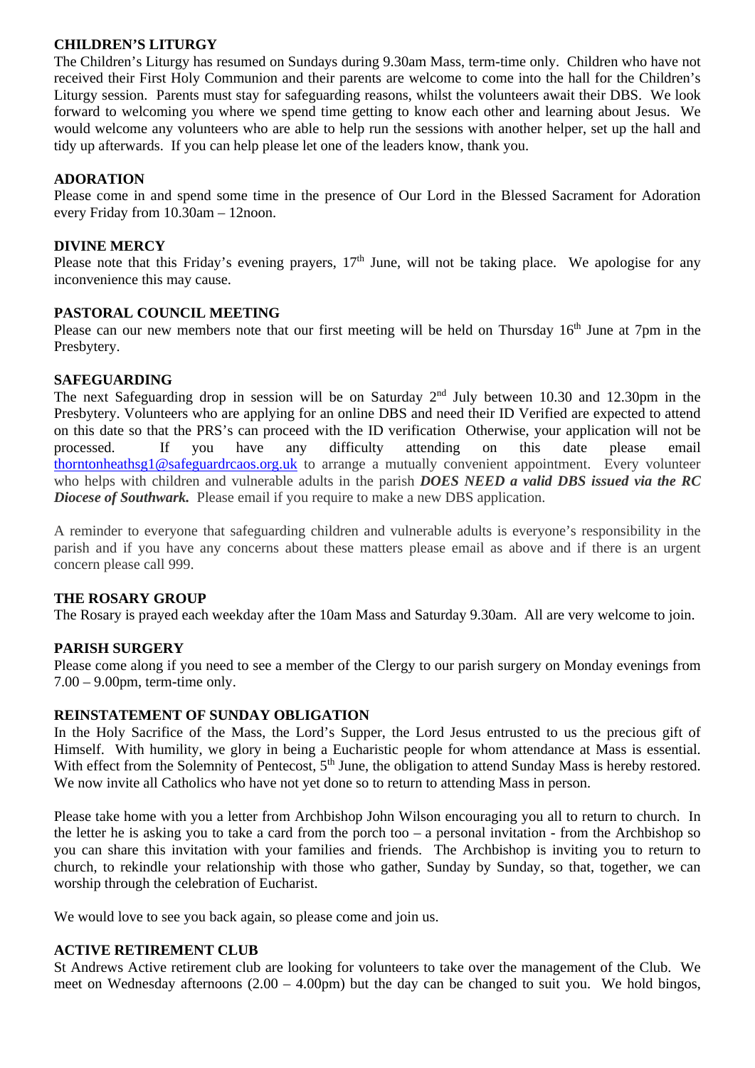**CHILDREN'S LITURGY**

The Children's Liturgy has resumed on Sundays during 9.30am Mass, term-time only. Children who have not received their First Holy Communion and their parents are welcome to come into the hall for the Children's Liturgy session. Parents must stay for safeguarding reasons, whilst the volunteers await their DBS. We look forward to welcoming you where we spend time getting to know each other and learning about Jesus. We would welcome any volunteers who are able to help run the sessions with another helper, set up the hall and tidy up afterwards. If you can help please let one of the leaders know, thank you.

**ADORATION**

Please come in and spend some time in the presence of Our Lord in the Blessed Sacrament for Adoration every Friday from 10.30am – 12noon.

**DIVINE MERCY**

Please note that this Friday's evening prayers, 17th June, will not be taking place. We apologise for any inconvenience this may cause.

**PASTORAL COUNCIL MEETING**

Please can our new members note that our first meeting will be held on Thursday 16th June at 7pm in the Presbytery.

**SAFEGUARDING**

The next Safeguarding drop in session will be on Saturday 2nd July between 10.30 and 12.30pm in the Presbytery. Volunteers who are applying for an online DBS and need their ID Verified are expected to attend on this date so that the PRS's can proceed with the ID verification Otherwise, your application will not be processed. If you have any difficulty attending on this date please email thorntonheathsg1@safeguardrcaos.org.uk to arrange a mutually convenient appointment. Every volunteer who helps with children and vulnerable adults in the parish ***DOES NEED a valid DBS issued via the RC Diocese of Southwark.*** Please email if you require to make a new DBS application.

A reminder to everyone that safeguarding children and vulnerable adults is everyone's responsibility in the parish and if you have any concerns about these matters please email as above and if there is an urgent concern please call 999.

**THE ROSARY GROUP**

The Rosary is prayed each weekday after the 10am Mass and Saturday 9.30am. All are very welcome to join.

**PARISH SURGERY**

Please come along if you need to see a member of the Clergy to our parish surgery on Monday evenings from 7.00 – 9.00pm, term-time only.

**REINSTATEMENT OF SUNDAY OBLIGATION**

In the Holy Sacrifice of the Mass, the Lord's Supper, the Lord Jesus entrusted to us the precious gift of Himself. With humility, we glory in being a Eucharistic people for whom attendance at Mass is essential. With effect from the Solemnity of Pentecost, 5th June, the obligation to attend Sunday Mass is hereby restored. We now invite all Catholics who have not yet done so to return to attending Mass in person.

Please take home with you a letter from Archbishop John Wilson encouraging you all to return to church. In the letter he is asking you to take a card from the porch too – a personal invitation - from the Archbishop so you can share this invitation with your families and friends. The Archbishop is inviting you to return to church, to rekindle your relationship with those who gather, Sunday by Sunday, so that, together, we can worship through the celebration of Eucharist.

We would love to see you back again, so please come and join us.

**ACTIVE RETIREMENT CLUB**

St Andrews Active retirement club are looking for volunteers to take over the management of the Club. We meet on Wednesday afternoons (2.00 – 4.00pm) but the day can be changed to suit you. We hold bingos,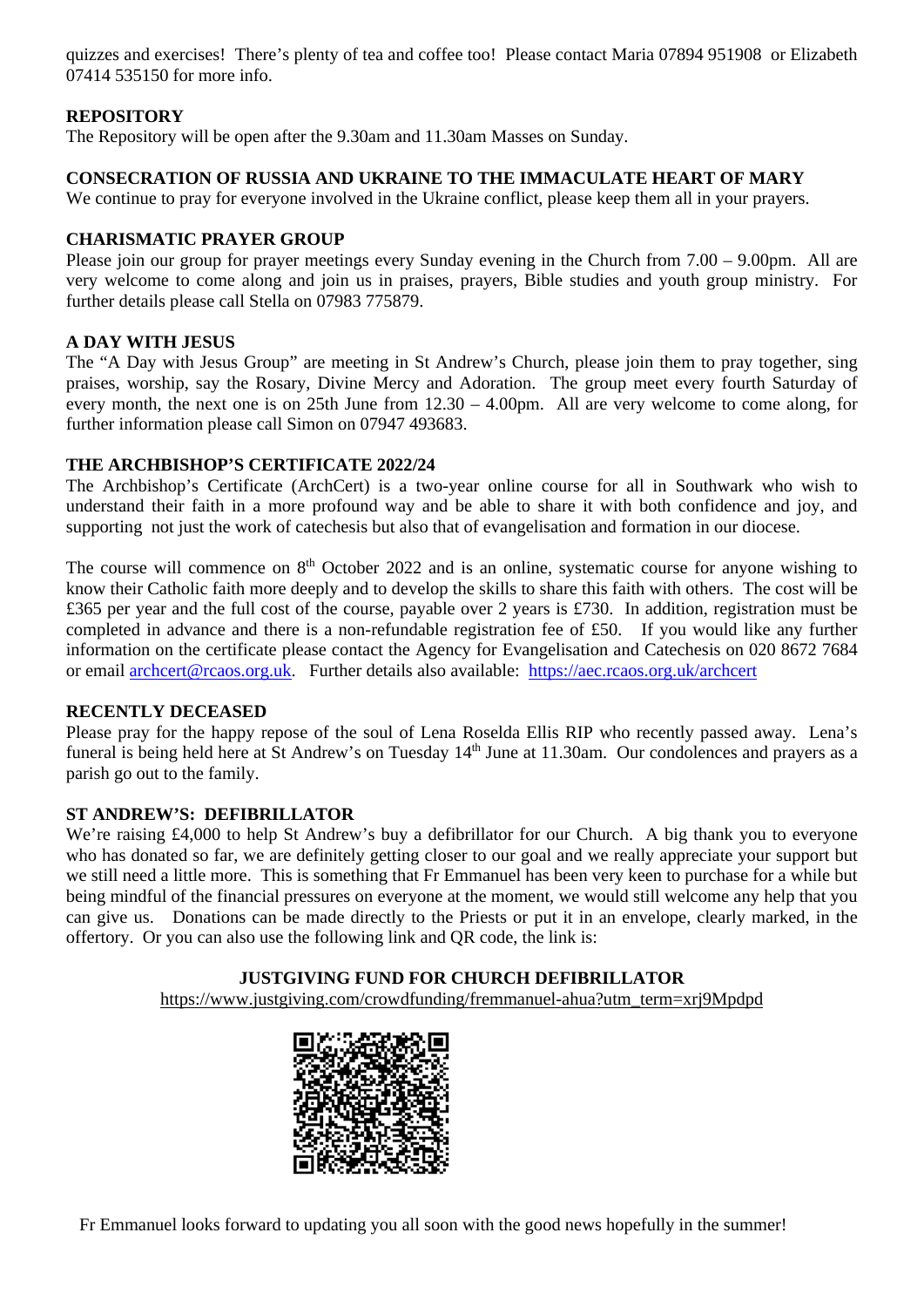quizzes and exercises! There's plenty of tea and coffee too! Please contact Maria 07894 951908 or Elizabeth 07414 535150 for more info.

**REPOSITORY**

The Repository will be open after the 9.30am and 11.30am Masses on Sunday.

**CONSECRATION OF RUSSIA AND UKRAINE TO THE IMMACULATE HEART OF MARY**

We continue to pray for everyone involved in the Ukraine conflict, please keep them all in your prayers.

**CHARISMATIC PRAYER GROUP**

Please join our group for prayer meetings every Sunday evening in the Church from 7.00 – 9.00pm. All are very welcome to come along and join us in praises, prayers, Bible studies and youth group ministry. For further details please call Stella on 07983 775879.

**A DAY WITH JESUS**

The "A Day with Jesus Group" are meeting in St Andrew's Church, please join them to pray together, sing praises, worship, say the Rosary, Divine Mercy and Adoration. The group meet every fourth Saturday of every month, the next one is on 25th June from 12.30 – 4.00pm. All are very welcome to come along, for further information please call Simon on 07947 493683.

**THE ARCHBISHOP'S CERTIFICATE 2022/24**

The Archbishop's Certificate (ArchCert) is a two-year online course for all in Southwark who wish to understand their faith in a more profound way and be able to share it with both confidence and joy, and supporting not just the work of catechesis but also that of evangelisation and formation in our diocese.

The course will commence on 8th October 2022 and is an online, systematic course for anyone wishing to know their Catholic faith more deeply and to develop the skills to share this faith with others. The cost will be £365 per year and the full cost of the course, payable over 2 years is £730. In addition, registration must be completed in advance and there is a non-refundable registration fee of £50. If you would like any further information on the certificate please contact the Agency for Evangelisation and Catechesis on 020 8672 7684 or email archcert@rcaos.org.uk. Further details also available: https://aec.rcaos.org.uk/archcert

**RECENTLY DECEASED**

Please pray for the happy repose of the soul of Lena Roselda Ellis RIP who recently passed away. Lena's funeral is being held here at St Andrew's on Tuesday 14th June at 11.30am. Our condolences and prayers as a parish go out to the family.

**ST ANDREW'S: DEFIBRILLATOR**

We're raising £4,000 to help St Andrew's buy a defibrillator for our Church. A big thank you to everyone who has donated so far, we are definitely getting closer to our goal and we really appreciate your support but we still need a little more. This is something that Fr Emmanuel has been very keen to purchase for a while but being mindful of the financial pressures on everyone at the moment, we would still welcome any help that you can give us. Donations can be made directly to the Priests or put it in an envelope, clearly marked, in the offertory. Or you can also use the following link and QR code, the link is:

**JUSTGIVING FUND FOR CHURCH DEFIBRILLATOR**

https://www.justgiving.com/crowdfunding/fremmanuel-ahua?utm_term=xrj9Mpdpd

Fr Emmanuel looks forward to updating you all soon with the good news hopefully in the summer!